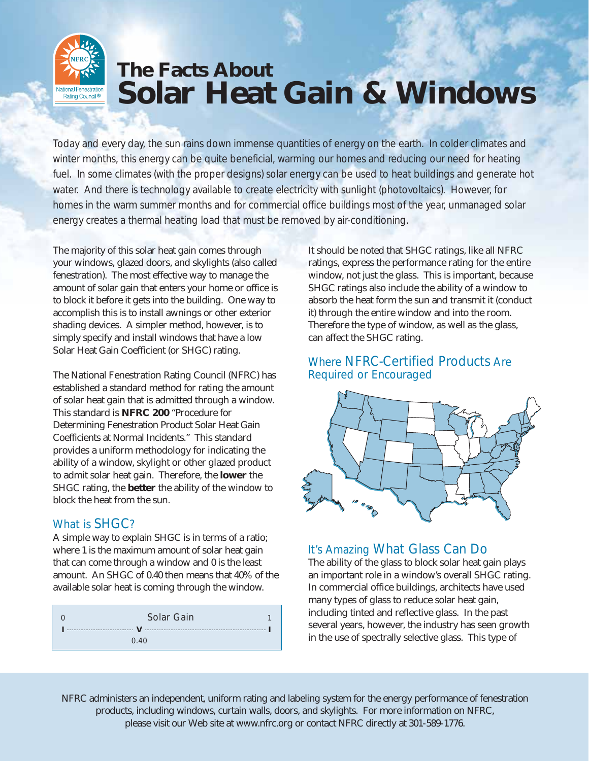# The Facts About
# Solar Heat Gain & Windows

Today and every day, the sun rains down immense quantities of energy on the earth. In colder climates and winter months, this energy can be quite beneficial, warming our homes and reducing our need for heating fuel. In some climates (with the proper designs) solar energy can be used to heat buildings and generate hot water. And there is technology available to create electricity with sunlight (photovoltaics). However, for homes in the warm summer months and for commercial office buildings most of the year, unmanaged solar energy creates a thermal heating load that must be removed by air-conditioning.

The majority of this solar heat gain comes through your windows, glazed doors, and skylights (also called fenestration). The most effective way to manage the amount of solar gain that enters your home or office is to block it before it gets into the building. One way to accomplish this is to install awnings or other exterior shading devices. A simpler method, however, is to simply specify and install windows that have a low Solar Heat Gain Coefficient (or SHGC) rating.

The National Fenestration Rating Council (NFRC) has established a standard method for rating the amount of solar heat gain that is admitted through a window. This standard is **NFRC 200** "Procedure for Determining Fenestration Product Solar Heat Gain Coefficients at Normal Incidents." This standard provides a uniform methodology for indicating the ability of a window, skylight or other glazed product to admit solar heat gain. Therefore, the **lower** the SHGC rating, the **better** the ability of the window to block the heat from the sun.

## What is SHGC?

A simple way to explain SHGC is in terms of a ratio; where 1 is the maximum amount of solar heat gain that can come through a window and 0 is the least amount. An SHGC of 0.40 then means that 40% of the available solar heat is coming through the window.

0 — Solar Gain — 1

0.40

It should be noted that SHGC ratings, like all NFRC ratings, express the performance rating for the entire window, not just the glass. This is important, because SHGC ratings also include the ability of a window to absorb the heat form the sun and transmit it (conduct it) through the entire window and into the room. Therefore the type of window, as well as the glass, can affect the SHGC rating.

## Where NFRC-Certified Products Are Required or Encouraged

## It's Amazing What Glass Can Do

The ability of the glass to block solar heat gain plays an important role in a window's overall SHGC rating. In commercial office buildings, architects have used many types of glass to reduce solar heat gain, including tinted and reflective glass. In the past several years, however, the industry has seen growth in the use of spectrally selective glass. This type of

NFRC administers an independent, uniform rating and labeling system for the energy performance of fenestration products, including windows, curtain walls, doors, and skylights. For more information on NFRC, please visit our Web site at www.nfrc.org or contact NFRC directly at 301-589-1776.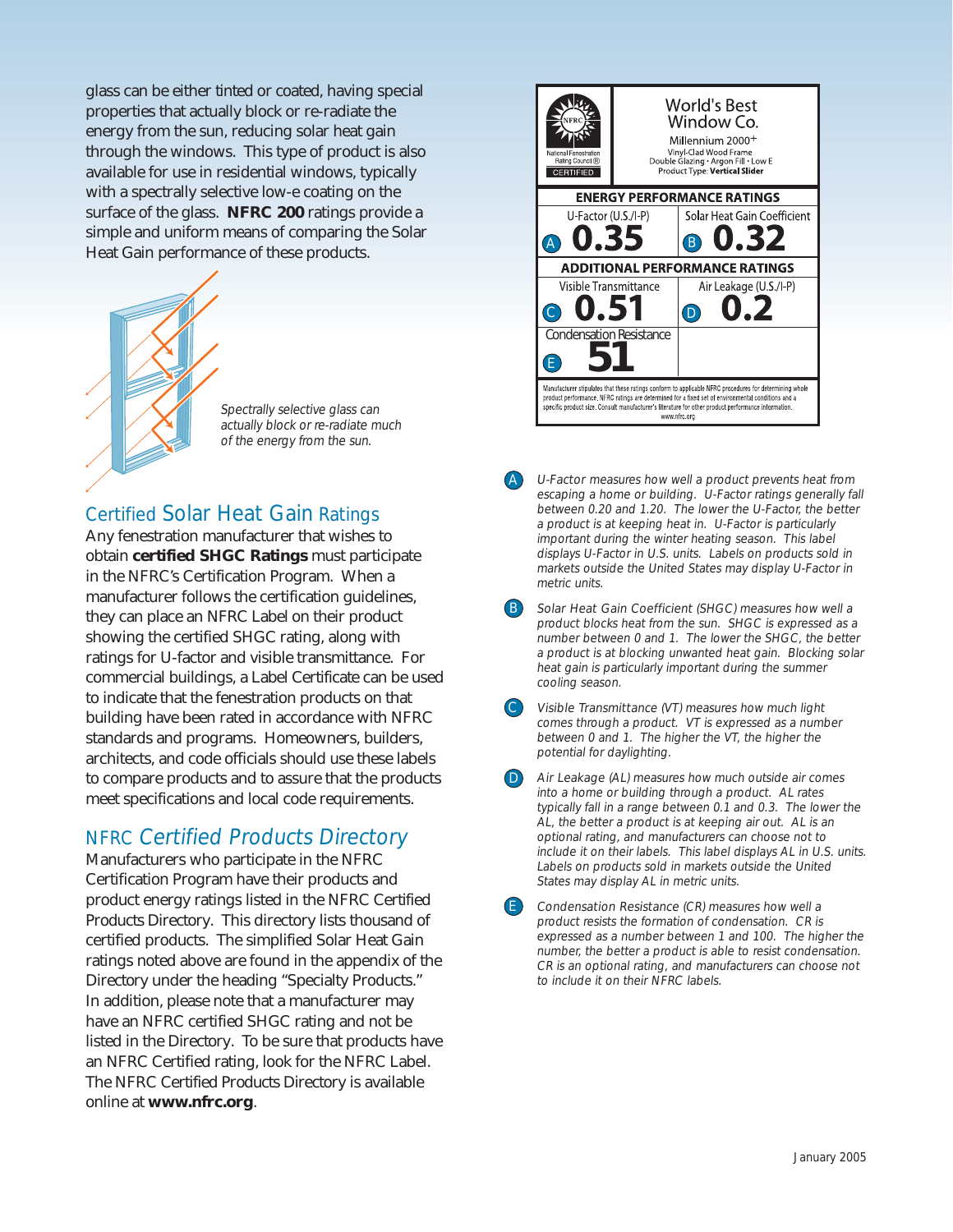glass can be either tinted or coated, having special properties that actually block or re-radiate the energy from the sun, reducing solar heat gain through the windows. This type of product is also available for use in residential windows, typically with a spectrally selective low-e coating on the surface of the glass. **NFRC 200** ratings provide a simple and uniform means of comparing the Solar Heat Gain performance of these products.

*Spectrally selective glass can actually block or re-radiate much of the energy from the sun.*

## Certified Solar Heat Gain Ratings

Any fenestration manufacturer that wishes to obtain **certified SHGC Ratings** must participate in the NFRC's Certification Program. When a manufacturer follows the certification guidelines, they can place an NFRC Label on their product showing the certified SHGC rating, along with ratings for U-factor and visible transmittance. For commercial buildings, a Label Certificate can be used to indicate that the fenestration products on that building have been rated in accordance with NFRC standards and programs. Homeowners, builders, architects, and code officials should use these labels to compare products and to assure that the products meet specifications and local code requirements.

## NFRC *Certified Products Directory*

Manufacturers who participate in the NFRC Certification Program have their products and product energy ratings listed in the NFRC Certified Products Directory. This directory lists thousand of certified products. The simplified Solar Heat Gain ratings noted above are found in the appendix of the Directory under the heading "Specialty Products." In addition, please note that a manufacturer may have an NFRC certified SHGC rating and not be listed in the Directory. To be sure that products have an NFRC Certified rating, look for the NFRC Label. The NFRC Certified Products Directory is available online at **www.nfrc.org**.

NFRC
National Fenestration Rating Council ®
CERTIFIED

World's Best Window Co.
Millennium 2000+
Vinyl-Clad Wood Frame
Double Glazing • Argon Fill • Low E
Product Type: **Vertical Slider**

**ENERGY PERFORMANCE RATINGS**

| U-Factor (U.S./I-P) | Solar Heat Gain Coefficient |
|---|---|
| (A) **0.35** | (B) **0.32** |

**ADDITIONAL PERFORMANCE RATINGS**

| Visible Transmittance | Air Leakage (U.S./I-P) |
|---|---|
| (C) **0.51** | (D) **0.2** |
| Condensation Resistance | |
| (E) **51** | |

Manufacturer stipulates that these ratings conform to applicable NFRC procedures for determining whole product performance. NFRC ratings are determined for a fixed set of environmental conditions and a specific product size. Consult manufacturer's literature for other product performance information. www.nfrc.org

- (A) *U-Factor measures how well a product prevents heat from escaping a home or building. U-Factor ratings generally fall between 0.20 and 1.20. The lower the U-Factor, the better a product is at keeping heat in. U-Factor is particularly important during the winter heating season. This label displays U-Factor in U.S. units. Labels on products sold in markets outside the United States may display U-Factor in metric units.*
- (B) *Solar Heat Gain Coefficient (SHGC) measures how well a product blocks heat from the sun. SHGC is expressed as a number between 0 and 1. The lower the SHGC, the better a product is at blocking unwanted heat gain. Blocking solar heat gain is particularly important during the summer cooling season.*
- (C) *Visible Transmittance (VT) measures how much light comes through a product. VT is expressed as a number between 0 and 1. The higher the VT, the higher the potential for daylighting.*
- (D) *Air Leakage (AL) measures how much outside air comes into a home or building through a product. AL rates typically fall in a range between 0.1 and 0.3. The lower the AL, the better a product is at keeping air out. AL is an optional rating, and manufacturers can choose not to include it on their labels. This label displays AL in U.S. units. Labels on products sold in markets outside the United States may display AL in metric units.*
- (E) *Condensation Resistance (CR) measures how well a product resists the formation of condensation. CR is expressed as a number between 1 and 100. The higher the number, the better a product is able to resist condensation. CR is an optional rating, and manufacturers can choose not to include it on their NFRC labels.*

January 2005